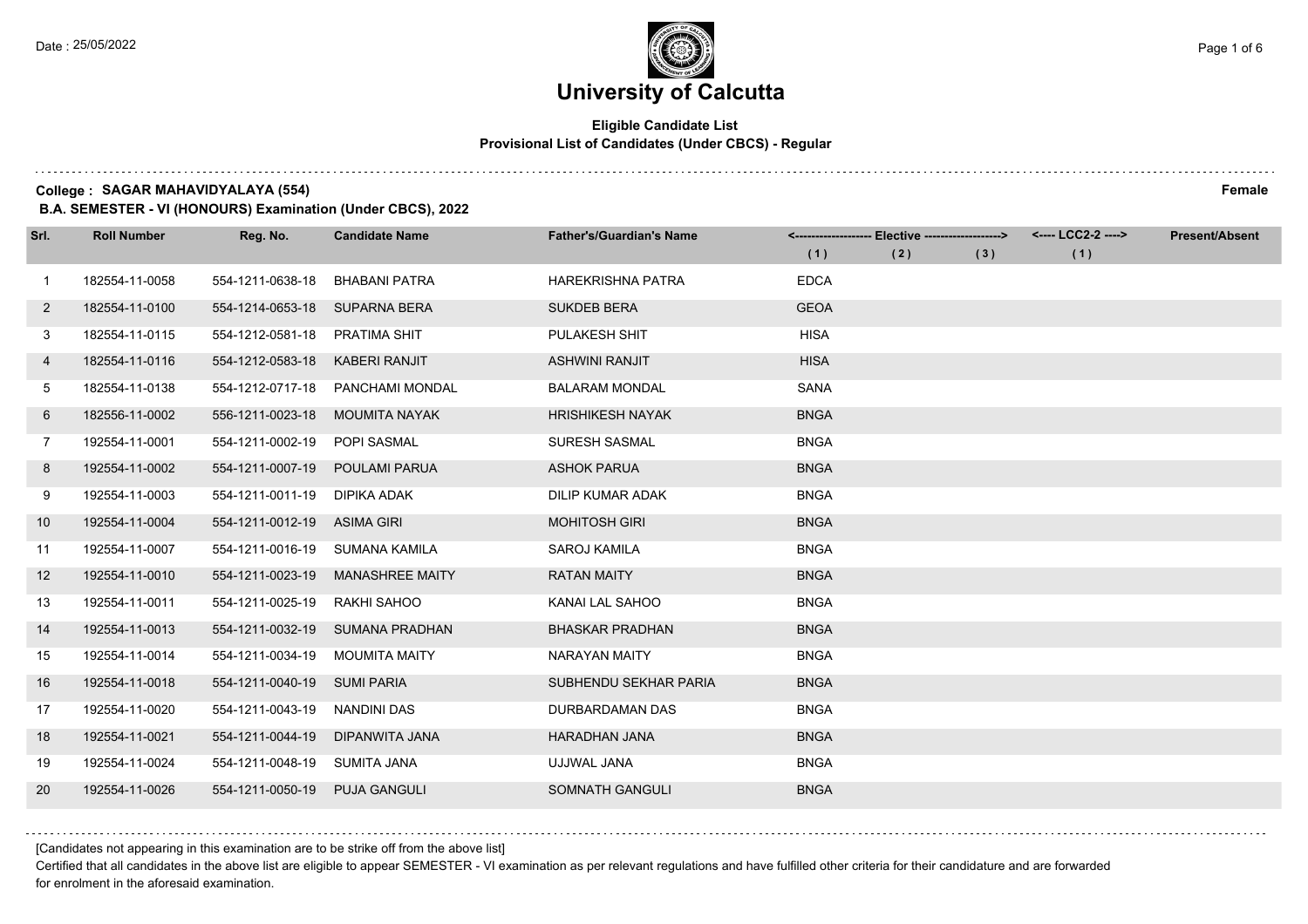# University of Calcutta

**Eligible Candidate List**
**Provisional List of Candidates (Under CBCS) - Regular**

**College : SAGAR MAHAVIDYALAYA (554)** **Female**

**B.A. SEMESTER - VI (HONOURS) Examination (Under CBCS), 2022**

| Srl. | Roll Number | Reg. No. | Candidate Name | Father's/Guardian's Name | <---- Elective ----> | | | <---- LCC2-2 ----> | Present/Absent |
|---|---|---|---|---|---|---|---|---|---|
| | | | | | (1) | (2) | (3) | (1) | |
| 1 | 182554-11-0058 | 554-1211-0638-18 | BHABANI PATRA | HAREKRISHNA PATRA | EDCA | | | | |
| 2 | 182554-11-0100 | 554-1214-0653-18 | SUPARNA BERA | SUKDEB BERA | GEOA | | | | |
| 3 | 182554-11-0115 | 554-1212-0581-18 | PRATIMA SHIT | PULAKESH SHIT | HISA | | | | |
| 4 | 182554-11-0116 | 554-1212-0583-18 | KABERI RANJIT | ASHWINI RANJIT | HISA | | | | |
| 5 | 182554-11-0138 | 554-1212-0717-18 | PANCHAMI MONDAL | BALARAM MONDAL | SANA | | | | |
| 6 | 182556-11-0002 | 556-1211-0023-18 | MOUMITA NAYAK | HRISHIKESH NAYAK | BNGA | | | | |
| 7 | 192554-11-0001 | 554-1211-0002-19 | POPI SASMAL | SURESH SASMAL | BNGA | | | | |
| 8 | 192554-11-0002 | 554-1211-0007-19 | POULAMI PARUA | ASHOK PARUA | BNGA | | | | |
| 9 | 192554-11-0003 | 554-1211-0011-19 | DIPIKA ADAK | DILIP KUMAR ADAK | BNGA | | | | |
| 10 | 192554-11-0004 | 554-1211-0012-19 | ASIMA GIRI | MOHITOSH GIRI | BNGA | | | | |
| 11 | 192554-11-0007 | 554-1211-0016-19 | SUMANA KAMILA | SAROJ KAMILA | BNGA | | | | |
| 12 | 192554-11-0010 | 554-1211-0023-19 | MANASHREE MAITY | RATAN MAITY | BNGA | | | | |
| 13 | 192554-11-0011 | 554-1211-0025-19 | RAKHI SAHOO | KANAI LAL SAHOO | BNGA | | | | |
| 14 | 192554-11-0013 | 554-1211-0032-19 | SUMANA PRADHAN | BHASKAR PRADHAN | BNGA | | | | |
| 15 | 192554-11-0014 | 554-1211-0034-19 | MOUMITA MAITY | NARAYAN MAITY | BNGA | | | | |
| 16 | 192554-11-0018 | 554-1211-0040-19 | SUMI PARIA | SUBHENDU SEKHAR PARIA | BNGA | | | | |
| 17 | 192554-11-0020 | 554-1211-0043-19 | NANDINI DAS | DURBARDAMAN DAS | BNGA | | | | |
| 18 | 192554-11-0021 | 554-1211-0044-19 | DIPANWITA JANA | HARADHAN JANA | BNGA | | | | |
| 19 | 192554-11-0024 | 554-1211-0048-19 | SUMITA JANA | UJJWAL JANA | BNGA | | | | |
| 20 | 192554-11-0026 | 554-1211-0050-19 | PUJA GANGULI | SOMNATH GANGULI | BNGA | | | | |

[Candidates not appearing in this examination are to be strike off from the above list]

Certified that all candidates in the above list are eligible to appear SEMESTER - VI examination as per relevant regulations and have fulfilled other criteria for their candidature and are forwarded for enrolment in the aforesaid examination.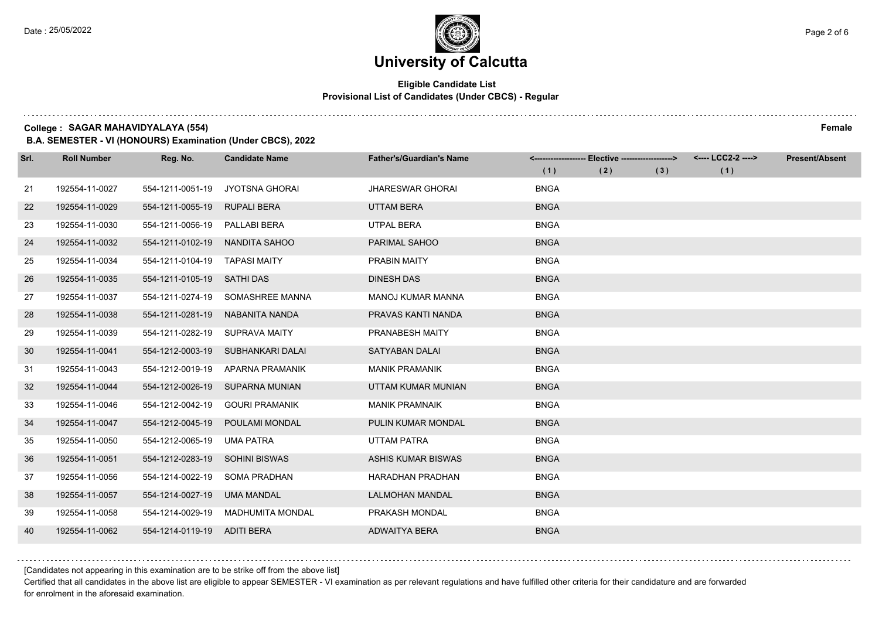# University of Calcutta

## Eligible Candidate List

### Provisional List of Candidates (Under CBCS) - Regular

**College : SAGAR MAHAVIDYALAYA (554)** **Female**

**B.A. SEMESTER - VI (HONOURS) Examination (Under CBCS), 2022**

| Srl. | Roll Number | Reg. No. | Candidate Name | Father's/Guardian's Name | Elective (1) | Elective (2) | Elective (3) | LCC2-2 (1) | Present/Absent |
|---|---|---|---|---|---|---|---|---|---|
| 21 | 192554-11-0027 | 554-1211-0051-19 | JYOTSNA GHORAI | JHARESWAR GHORAI | BNGA | | | | |
| 22 | 192554-11-0029 | 554-1211-0055-19 | RUPALI BERA | UTTAM BERA | BNGA | | | | |
| 23 | 192554-11-0030 | 554-1211-0056-19 | PALLABI BERA | UTPAL BERA | BNGA | | | | |
| 24 | 192554-11-0032 | 554-1211-0102-19 | NANDITA SAHOO | PARIMAL SAHOO | BNGA | | | | |
| 25 | 192554-11-0034 | 554-1211-0104-19 | TAPASI MAITY | PRABIN MAITY | BNGA | | | | |
| 26 | 192554-11-0035 | 554-1211-0105-19 | SATHI DAS | DINESH DAS | BNGA | | | | |
| 27 | 192554-11-0037 | 554-1211-0274-19 | SOMASHREE MANNA | MANOJ KUMAR MANNA | BNGA | | | | |
| 28 | 192554-11-0038 | 554-1211-0281-19 | NABANITA NANDA | PRAVAS KANTI NANDA | BNGA | | | | |
| 29 | 192554-11-0039 | 554-1211-0282-19 | SUPRAVA MAITY | PRANABESH MAITY | BNGA | | | | |
| 30 | 192554-11-0041 | 554-1212-0003-19 | SUBHANKARI DALAI | SATYABAN DALAI | BNGA | | | | |
| 31 | 192554-11-0043 | 554-1212-0019-19 | APARNA PRAMANIK | MANIK PRAMANIK | BNGA | | | | |
| 32 | 192554-11-0044 | 554-1212-0026-19 | SUPARNA MUNIAN | UTTAM KUMAR MUNIAN | BNGA | | | | |
| 33 | 192554-11-0046 | 554-1212-0042-19 | GOURI PRAMANIK | MANIK PRAMNAIK | BNGA | | | | |
| 34 | 192554-11-0047 | 554-1212-0045-19 | POULAMI MONDAL | PULIN KUMAR MONDAL | BNGA | | | | |
| 35 | 192554-11-0050 | 554-1212-0065-19 | UMA PATRA | UTTAM PATRA | BNGA | | | | |
| 36 | 192554-11-0051 | 554-1212-0283-19 | SOHINI BISWAS | ASHIS KUMAR BISWAS | BNGA | | | | |
| 37 | 192554-11-0056 | 554-1214-0022-19 | SOMA PRADHAN | HARADHAN PRADHAN | BNGA | | | | |
| 38 | 192554-11-0057 | 554-1214-0027-19 | UMA MANDAL | LALMOHAN MANDAL | BNGA | | | | |
| 39 | 192554-11-0058 | 554-1214-0029-19 | MADHUMITA MONDAL | PRAKASH MONDAL | BNGA | | | | |
| 40 | 192554-11-0062 | 554-1214-0119-19 | ADITI BERA | ADWAITYA BERA | BNGA | | | | |

[Candidates not appearing in this examination are to be strike off from the above list]

Certified that all candidates in the above list are eligible to appear SEMESTER - VI examination as per relevant regulations and have fulfilled other criteria for their candidature and are forwarded for enrolment in the aforesaid examination.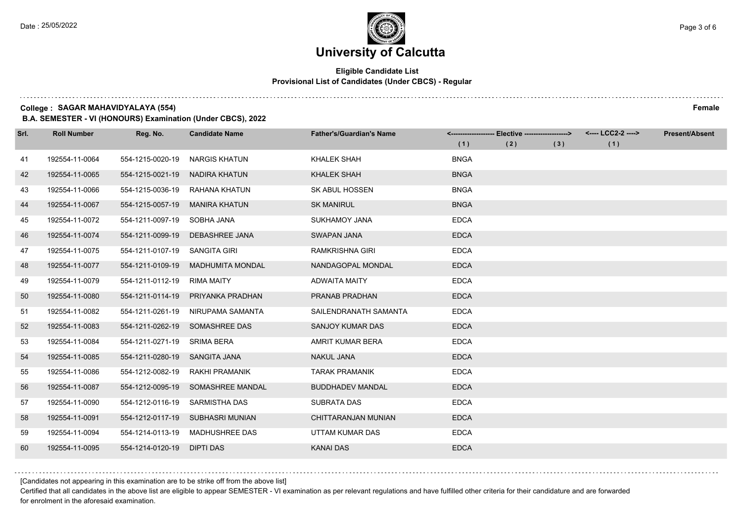# University of Calcutta

**Eligible Candidate List**
**Provisional List of Candidates (Under CBCS) - Regular**

**College : SAGAR MAHAVIDYALAYA (554)** **Female**

**B.A. SEMESTER - VI (HONOURS) Examination (Under CBCS), 2022**

| Srl. | Roll Number | Reg. No. | Candidate Name | Father's/Guardian's Name | <------------------- Elective -------------------> | | | <---- LCC2-2 ----> | Present/Absent |
|---|---|---|---|---|---|---|---|---|---|
| | | | | | (1) | (2) | (3) | (1) | |
| 41 | 192554-11-0064 | 554-1215-0020-19 | NARGIS KHATUN | KHALEK SHAH | BNGA | | | | |
| 42 | 192554-11-0065 | 554-1215-0021-19 | NADIRA KHATUN | KHALEK SHAH | BNGA | | | | |
| 43 | 192554-11-0066 | 554-1215-0036-19 | RAHANA KHATUN | SK ABUL HOSSEN | BNGA | | | | |
| 44 | 192554-11-0067 | 554-1215-0057-19 | MANIRA KHATUN | SK MANIRUL | BNGA | | | | |
| 45 | 192554-11-0072 | 554-1211-0097-19 | SOBHA JANA | SUKHAMOY JANA | EDCA | | | | |
| 46 | 192554-11-0074 | 554-1211-0099-19 | DEBASHREE JANA | SWAPAN JANA | EDCA | | | | |
| 47 | 192554-11-0075 | 554-1211-0107-19 | SANGITA GIRI | RAMKRISHNA GIRI | EDCA | | | | |
| 48 | 192554-11-0077 | 554-1211-0109-19 | MADHUMITA MONDAL | NANDAGOPAL MONDAL | EDCA | | | | |
| 49 | 192554-11-0079 | 554-1211-0112-19 | RIMA MAITY | ADWAITA MAITY | EDCA | | | | |
| 50 | 192554-11-0080 | 554-1211-0114-19 | PRIYANKA PRADHAN | PRANAB PRADHAN | EDCA | | | | |
| 51 | 192554-11-0082 | 554-1211-0261-19 | NIRUPAMA SAMANTA | SAILENDRANATH SAMANTA | EDCA | | | | |
| 52 | 192554-11-0083 | 554-1211-0262-19 | SOMASHREE DAS | SANJOY KUMAR DAS | EDCA | | | | |
| 53 | 192554-11-0084 | 554-1211-0271-19 | SRIMA BERA | AMRIT KUMAR BERA | EDCA | | | | |
| 54 | 192554-11-0085 | 554-1211-0280-19 | SANGITA JANA | NAKUL JANA | EDCA | | | | |
| 55 | 192554-11-0086 | 554-1212-0082-19 | RAKHI PRAMANIK | TARAK PRAMANIK | EDCA | | | | |
| 56 | 192554-11-0087 | 554-1212-0095-19 | SOMASHREE MANDAL | BUDDHADEV MANDAL | EDCA | | | | |
| 57 | 192554-11-0090 | 554-1212-0116-19 | SARMISTHA DAS | SUBRATA DAS | EDCA | | | | |
| 58 | 192554-11-0091 | 554-1212-0117-19 | SUBHASRI MUNIAN | CHITTARANJAN MUNIAN | EDCA | | | | |
| 59 | 192554-11-0094 | 554-1214-0113-19 | MADHUSHREE DAS | UTTAM KUMAR DAS | EDCA | | | | |
| 60 | 192554-11-0095 | 554-1214-0120-19 | DIPTI DAS | KANAI DAS | EDCA | | | | |

[Candidates not appearing in this examination are to be strike off from the above list]

Certified that all candidates in the above list are eligible to appear SEMESTER - VI examination as per relevant regulations and have fulfilled other criteria for their candidature and are forwarded for enrolment in the aforesaid examination.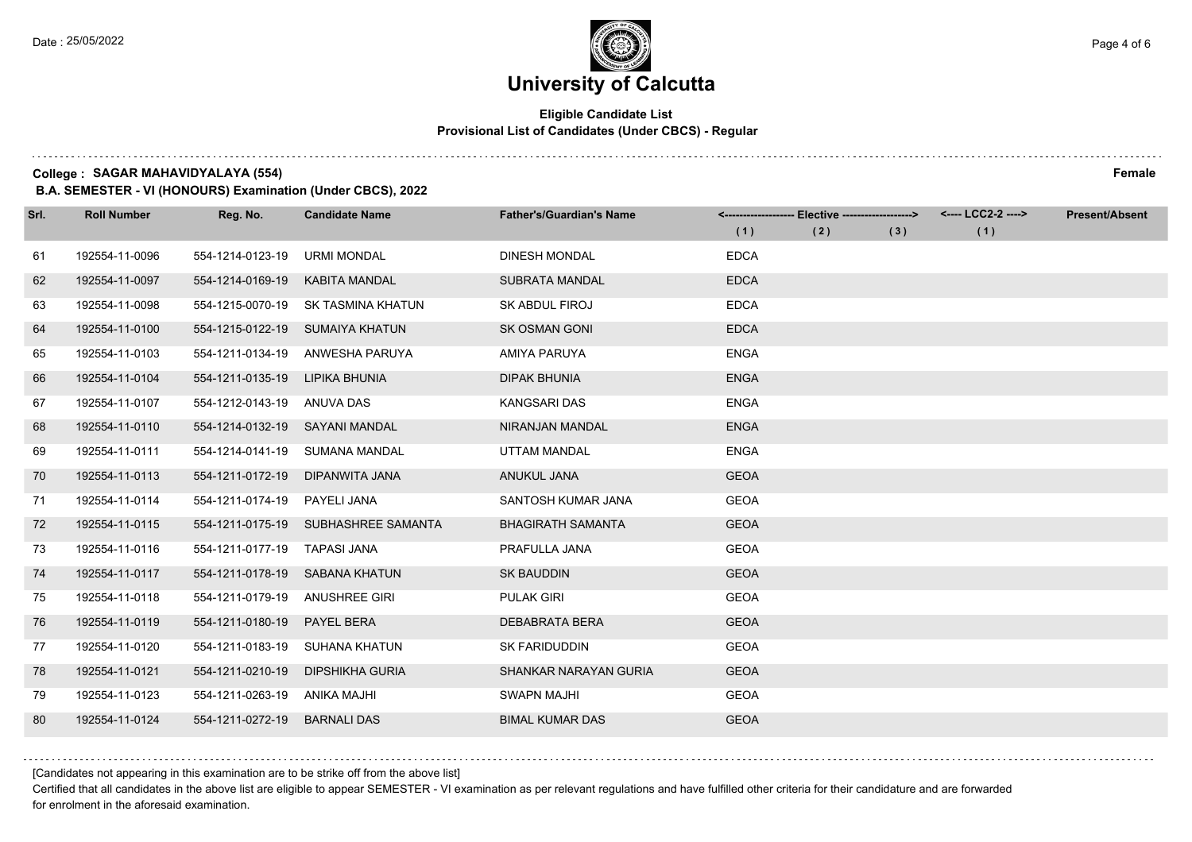# University of Calcutta

**Eligible Candidate List**

**Provisional List of Candidates (Under CBCS) - Regular**

**College : SAGAR MAHAVIDYALAYA (554)** **Female**

**B.A. SEMESTER - VI (HONOURS) Examination (Under CBCS), 2022**

| Srl. | Roll Number | Reg. No. | Candidate Name | Father's/Guardian's Name | Elective (1) | Elective (2) | Elective (3) | LCC2-2 (1) | Present/Absent |
|---|---|---|---|---|---|---|---|---|---|
| 61 | 192554-11-0096 | 554-1214-0123-19 | URMI MONDAL | DINESH MONDAL | EDCA | | | | |
| 62 | 192554-11-0097 | 554-1214-0169-19 | KABITA MANDAL | SUBRATA MANDAL | EDCA | | | | |
| 63 | 192554-11-0098 | 554-1215-0070-19 | SK TASMINA KHATUN | SK ABDUL FIROJ | EDCA | | | | |
| 64 | 192554-11-0100 | 554-1215-0122-19 | SUMAIYA KHATUN | SK OSMAN GONI | EDCA | | | | |
| 65 | 192554-11-0103 | 554-1211-0134-19 | ANWESHA PARUYA | AMIYA PARUYA | ENGA | | | | |
| 66 | 192554-11-0104 | 554-1211-0135-19 | LIPIKA BHUNIA | DIPAK BHUNIA | ENGA | | | | |
| 67 | 192554-11-0107 | 554-1212-0143-19 | ANUVA DAS | KANGSARI DAS | ENGA | | | | |
| 68 | 192554-11-0110 | 554-1214-0132-19 | SAYANI MANDAL | NIRANJAN MANDAL | ENGA | | | | |
| 69 | 192554-11-0111 | 554-1214-0141-19 | SUMANA MANDAL | UTTAM MANDAL | ENGA | | | | |
| 70 | 192554-11-0113 | 554-1211-0172-19 | DIPANWITA JANA | ANUKUL JANA | GEOA | | | | |
| 71 | 192554-11-0114 | 554-1211-0174-19 | PAYELI JANA | SANTOSH KUMAR JANA | GEOA | | | | |
| 72 | 192554-11-0115 | 554-1211-0175-19 | SUBHASHREE SAMANTA | BHAGIRATH SAMANTA | GEOA | | | | |
| 73 | 192554-11-0116 | 554-1211-0177-19 | TAPASI JANA | PRAFULLA JANA | GEOA | | | | |
| 74 | 192554-11-0117 | 554-1211-0178-19 | SABANA KHATUN | SK BAUDDIN | GEOA | | | | |
| 75 | 192554-11-0118 | 554-1211-0179-19 | ANUSHREE GIRI | PULAK GIRI | GEOA | | | | |
| 76 | 192554-11-0119 | 554-1211-0180-19 | PAYEL BERA | DEBABRATA BERA | GEOA | | | | |
| 77 | 192554-11-0120 | 554-1211-0183-19 | SUHANA KHATUN | SK FARIDUDDIN | GEOA | | | | |
| 78 | 192554-11-0121 | 554-1211-0210-19 | DIPSHIKHA GURIA | SHANKAR NARAYAN GURIA | GEOA | | | | |
| 79 | 192554-11-0123 | 554-1211-0263-19 | ANIKA MAJHI | SWAPN MAJHI | GEOA | | | | |
| 80 | 192554-11-0124 | 554-1211-0272-19 | BARNALI DAS | BIMAL KUMAR DAS | GEOA | | | | |

[Candidates not appearing in this examination are to be strike off from the above list]

Certified that all candidates in the above list are eligible to appear SEMESTER - VI examination as per relevant regulations and have fulfilled other criteria for their candidature and are forwarded for enrolment in the aforesaid examination.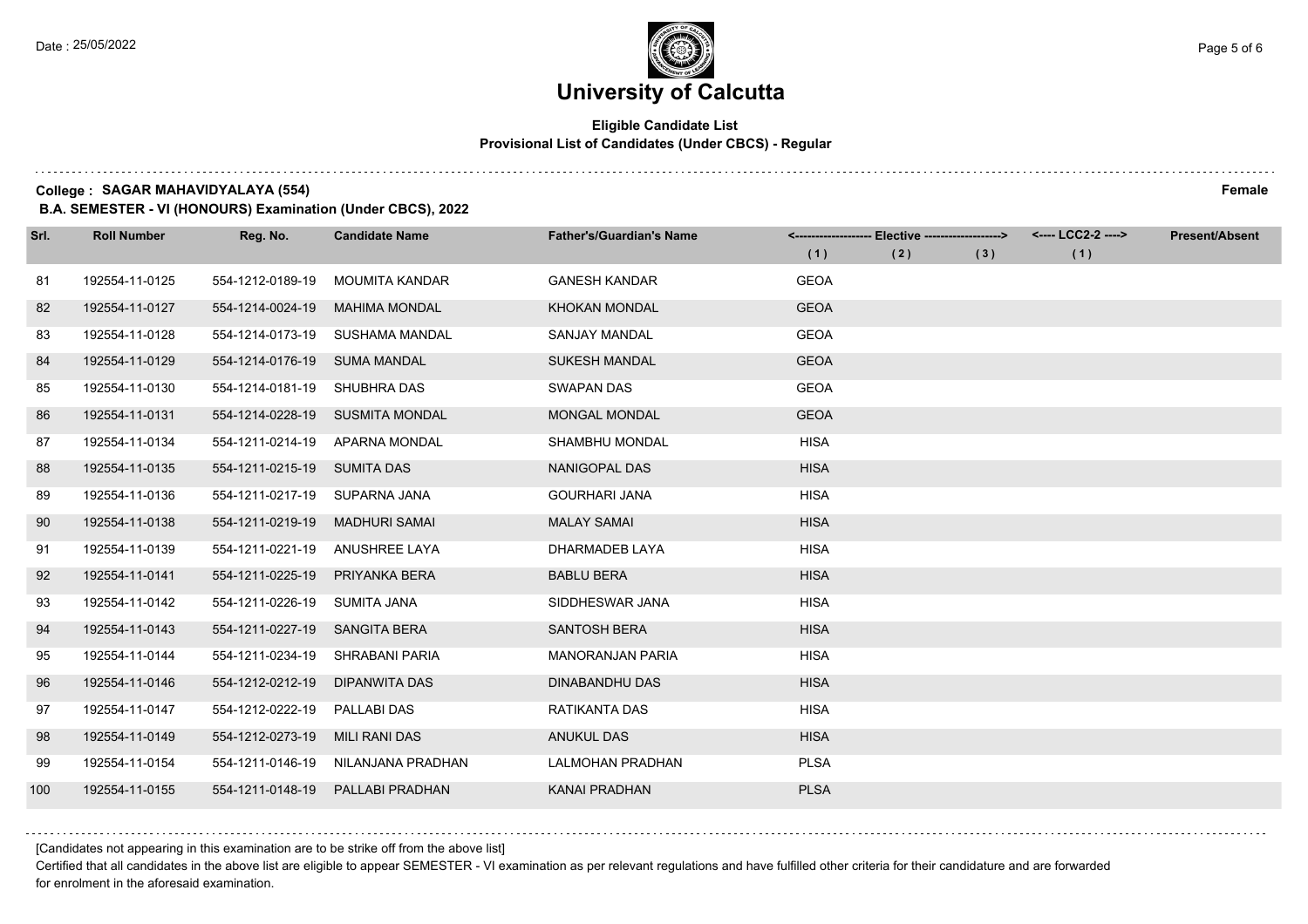# University of Calcutta

## Eligible Candidate List
### Provisional List of Candidates (Under CBCS) - Regular

**College : SAGAR MAHAVIDYALAYA (554)** **Female**

**B.A. SEMESTER - VI (HONOURS) Examination (Under CBCS), 2022**

| Srl. | Roll Number | Reg. No. | Candidate Name | Father's/Guardian's Name | <------------------- Elective -------------------> | | | <---- LCC2-2 ----> | Present/Absent |
|---|---|---|---|---|---|---|---|---|---|
| | | | | | (1) | (2) | (3) | (1) | |
| 81 | 192554-11-0125 | 554-1212-0189-19 | MOUMITA KANDAR | GANESH KANDAR | GEOA | | | | |
| 82 | 192554-11-0127 | 554-1214-0024-19 | MAHIMA MONDAL | KHOKAN MONDAL | GEOA | | | | |
| 83 | 192554-11-0128 | 554-1214-0173-19 | SUSHAMA MANDAL | SANJAY MANDAL | GEOA | | | | |
| 84 | 192554-11-0129 | 554-1214-0176-19 | SUMA MANDAL | SUKESH MANDAL | GEOA | | | | |
| 85 | 192554-11-0130 | 554-1214-0181-19 | SHUBHRA DAS | SWAPAN DAS | GEOA | | | | |
| 86 | 192554-11-0131 | 554-1214-0228-19 | SUSMITA MONDAL | MONGAL MONDAL | GEOA | | | | |
| 87 | 192554-11-0134 | 554-1211-0214-19 | APARNA MONDAL | SHAMBHU MONDAL | HISA | | | | |
| 88 | 192554-11-0135 | 554-1211-0215-19 | SUMITA DAS | NANIGOPAL DAS | HISA | | | | |
| 89 | 192554-11-0136 | 554-1211-0217-19 | SUPARNA JANA | GOURHARI JANA | HISA | | | | |
| 90 | 192554-11-0138 | 554-1211-0219-19 | MADHURI SAMAI | MALAY SAMAI | HISA | | | | |
| 91 | 192554-11-0139 | 554-1211-0221-19 | ANUSHREE LAYA | DHARMADEB LAYA | HISA | | | | |
| 92 | 192554-11-0141 | 554-1211-0225-19 | PRIYANKA BERA | BABLU BERA | HISA | | | | |
| 93 | 192554-11-0142 | 554-1211-0226-19 | SUMITA JANA | SIDDHESWAR JANA | HISA | | | | |
| 94 | 192554-11-0143 | 554-1211-0227-19 | SANGITA BERA | SANTOSH BERA | HISA | | | | |
| 95 | 192554-11-0144 | 554-1211-0234-19 | SHRABANI PARIA | MANORANJAN PARIA | HISA | | | | |
| 96 | 192554-11-0146 | 554-1212-0212-19 | DIPANWITA DAS | DINABANDHU DAS | HISA | | | | |
| 97 | 192554-11-0147 | 554-1212-0222-19 | PALLABI DAS | RATIKANTA DAS | HISA | | | | |
| 98 | 192554-11-0149 | 554-1212-0273-19 | MILI RANI DAS | ANUKUL DAS | HISA | | | | |
| 99 | 192554-11-0154 | 554-1211-0146-19 | NILANJANA PRADHAN | LALMOHAN PRADHAN | PLSA | | | | |
| 100 | 192554-11-0155 | 554-1211-0148-19 | PALLABI PRADHAN | KANAI PRADHAN | PLSA | | | | |

[Candidates not appearing in this examination are to be strike off from the above list]

Certified that all candidates in the above list are eligible to appear SEMESTER - VI examination as per relevant regulations and have fulfilled other criteria for their candidature and are forwarded for enrolment in the aforesaid examination.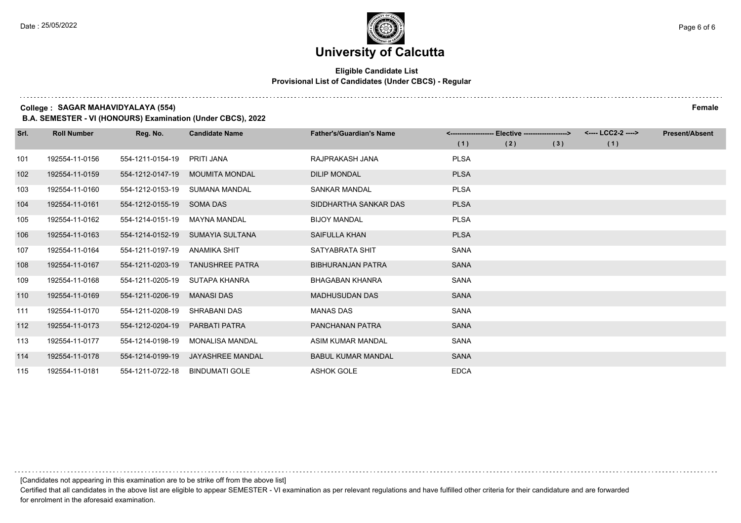# University of Calcutta

**Eligible Candidate List**
**Provisional List of Candidates (Under CBCS) - Regular**

**College : SAGAR MAHAVIDYALAYA (554)** **Female**

**B.A. SEMESTER - VI (HONOURS) Examination (Under CBCS), 2022**

| Srl. | Roll Number | Reg. No. | Candidate Name | Father's/Guardian's Name | <------------------- Elective -------------------> | | | <---- LCC2-2 ----> | Present/Absent |
|---|---|---|---|---|---|---|---|---|---|
| | | | | | (1) | (2) | (3) | (1) | |
| 101 | 192554-11-0156 | 554-1211-0154-19 | PRITI JANA | RAJPRAKASH JANA | PLSA | | | | |
| 102 | 192554-11-0159 | 554-1212-0147-19 | MOUMITA MONDAL | DILIP MONDAL | PLSA | | | | |
| 103 | 192554-11-0160 | 554-1212-0153-19 | SUMANA MANDAL | SANKAR MANDAL | PLSA | | | | |
| 104 | 192554-11-0161 | 554-1212-0155-19 | SOMA DAS | SIDDHARTHA SANKAR DAS | PLSA | | | | |
| 105 | 192554-11-0162 | 554-1214-0151-19 | MAYNA MANDAL | BIJOY MANDAL | PLSA | | | | |
| 106 | 192554-11-0163 | 554-1214-0152-19 | SUMAYIA SULTANA | SAIFULLA KHAN | PLSA | | | | |
| 107 | 192554-11-0164 | 554-1211-0197-19 | ANAMIKA SHIT | SATYABRATA SHIT | SANA | | | | |
| 108 | 192554-11-0167 | 554-1211-0203-19 | TANUSHREE PATRA | BIBHURANJAN PATRA | SANA | | | | |
| 109 | 192554-11-0168 | 554-1211-0205-19 | SUTAPA KHANRA | BHAGABAN KHANRA | SANA | | | | |
| 110 | 192554-11-0169 | 554-1211-0206-19 | MANASI DAS | MADHUSUDAN DAS | SANA | | | | |
| 111 | 192554-11-0170 | 554-1211-0208-19 | SHRABANI DAS | MANAS DAS | SANA | | | | |
| 112 | 192554-11-0173 | 554-1212-0204-19 | PARBATI PATRA | PANCHANAN PATRA | SANA | | | | |
| 113 | 192554-11-0177 | 554-1214-0198-19 | MONALISA MANDAL | ASIM KUMAR MANDAL | SANA | | | | |
| 114 | 192554-11-0178 | 554-1214-0199-19 | JAYASHREE MANDAL | BABUL KUMAR MANDAL | SANA | | | | |
| 115 | 192554-11-0181 | 554-1211-0722-18 | BINDUMATI GOLE | ASHOK GOLE | EDCA | | | | |

[Candidates not appearing in this examination are to be strike off from the above list]

Certified that all candidates in the above list are eligible to appear SEMESTER - VI examination as per relevant regulations and have fulfilled other criteria for their candidature and are forwarded for enrolment in the aforesaid examination.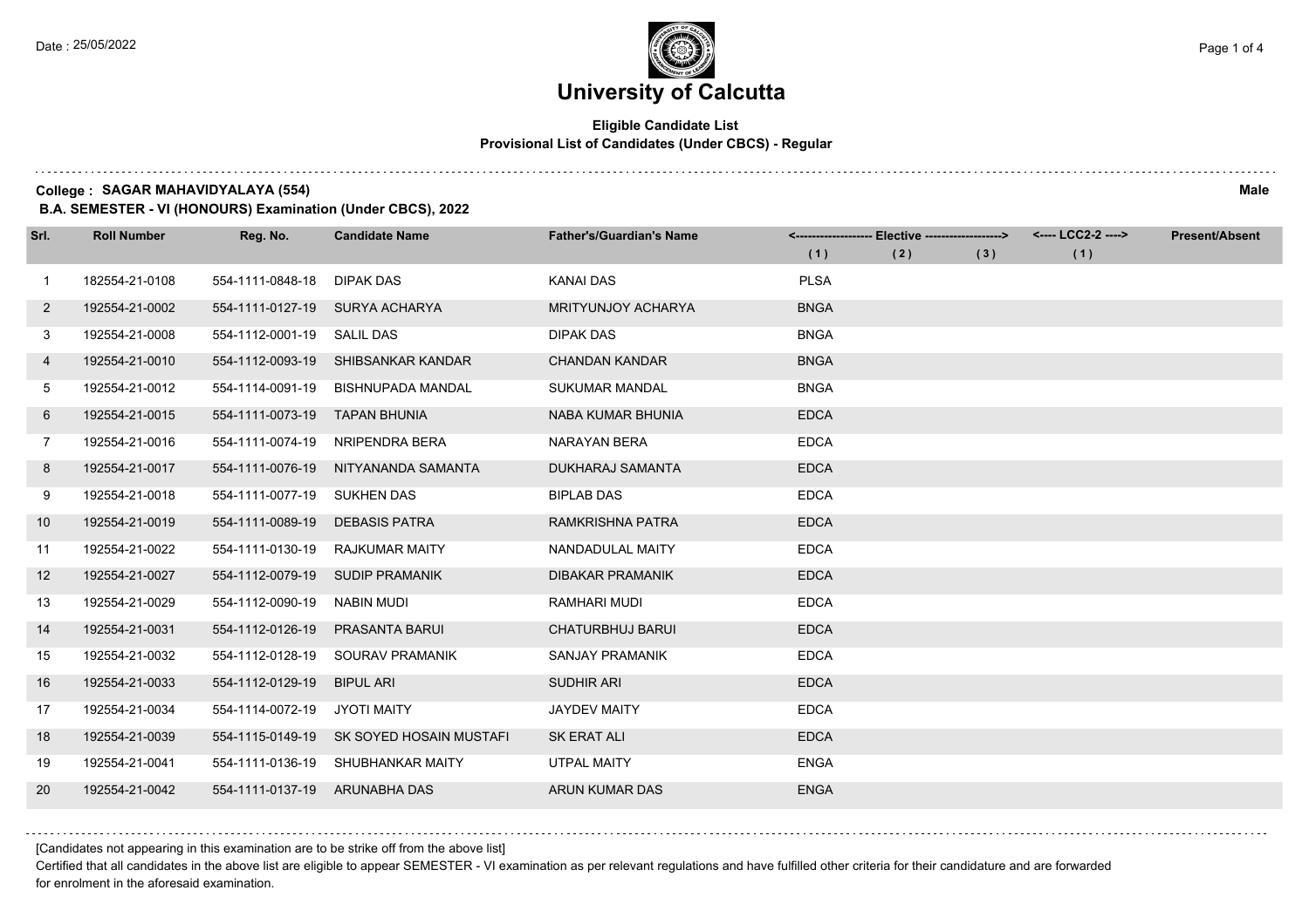# University of Calcutta

**Eligible Candidate List**
**Provisional List of Candidates (Under CBCS) - Regular**

**College : SAGAR MAHAVIDYALAYA (554)** **Male**

**B.A. SEMESTER - VI (HONOURS) Examination (Under CBCS), 2022**

| Srl. | Roll Number | Reg. No. | Candidate Name | Father's/Guardian's Name | <------------------- Elective -------------------> | | | <---- LCC2-2 ----> | Present/Absent |
|---|---|---|---|---|---|---|---|---|---|
| | | | | | (1) | (2) | (3) | (1) | |
| 1 | 182554-21-0108 | 554-1111-0848-18 | DIPAK DAS | KANAI DAS | PLSA | | | | |
| 2 | 192554-21-0002 | 554-1111-0127-19 | SURYA ACHARYA | MRITYUNJOY ACHARYA | BNGA | | | | |
| 3 | 192554-21-0008 | 554-1112-0001-19 | SALIL DAS | DIPAK DAS | BNGA | | | | |
| 4 | 192554-21-0010 | 554-1112-0093-19 | SHIBSANKAR KANDAR | CHANDAN KANDAR | BNGA | | | | |
| 5 | 192554-21-0012 | 554-1114-0091-19 | BISHNUPADA MANDAL | SUKUMAR MANDAL | BNGA | | | | |
| 6 | 192554-21-0015 | 554-1111-0073-19 | TAPAN BHUNIA | NABA KUMAR BHUNIA | EDCA | | | | |
| 7 | 192554-21-0016 | 554-1111-0074-19 | NRIPENDRA BERA | NARAYAN BERA | EDCA | | | | |
| 8 | 192554-21-0017 | 554-1111-0076-19 | NITYANANDA SAMANTA | DUKHARAJ SAMANTA | EDCA | | | | |
| 9 | 192554-21-0018 | 554-1111-0077-19 | SUKHEN DAS | BIPLAB DAS | EDCA | | | | |
| 10 | 192554-21-0019 | 554-1111-0089-19 | DEBASIS PATRA | RAMKRISHNA PATRA | EDCA | | | | |
| 11 | 192554-21-0022 | 554-1111-0130-19 | RAJKUMAR MAITY | NANDADULAL MAITY | EDCA | | | | |
| 12 | 192554-21-0027 | 554-1112-0079-19 | SUDIP PRAMANIK | DIBAKAR PRAMANIK | EDCA | | | | |
| 13 | 192554-21-0029 | 554-1112-0090-19 | NABIN MUDI | RAMHARI MUDI | EDCA | | | | |
| 14 | 192554-21-0031 | 554-1112-0126-19 | PRASANTA BARUI | CHATURBHUJ BARUI | EDCA | | | | |
| 15 | 192554-21-0032 | 554-1112-0128-19 | SOURAV PRAMANIK | SANJAY PRAMANIK | EDCA | | | | |
| 16 | 192554-21-0033 | 554-1112-0129-19 | BIPUL ARI | SUDHIR ARI | EDCA | | | | |
| 17 | 192554-21-0034 | 554-1114-0072-19 | JYOTI MAITY | JAYDEV MAITY | EDCA | | | | |
| 18 | 192554-21-0039 | 554-1115-0149-19 | SK SOYED HOSAIN MUSTAFI | SK ERAT ALI | EDCA | | | | |
| 19 | 192554-21-0041 | 554-1111-0136-19 | SHUBHANKAR MAITY | UTPAL MAITY | ENGA | | | | |
| 20 | 192554-21-0042 | 554-1111-0137-19 | ARUNABHA DAS | ARUN KUMAR DAS | ENGA | | | | |

[Candidates not appearing in this examination are to be strike off from the above list]

Certified that all candidates in the above list are eligible to appear SEMESTER - VI examination as per relevant regulations and have fulfilled other criteria for their candidature and are forwarded for enrolment in the aforesaid examination.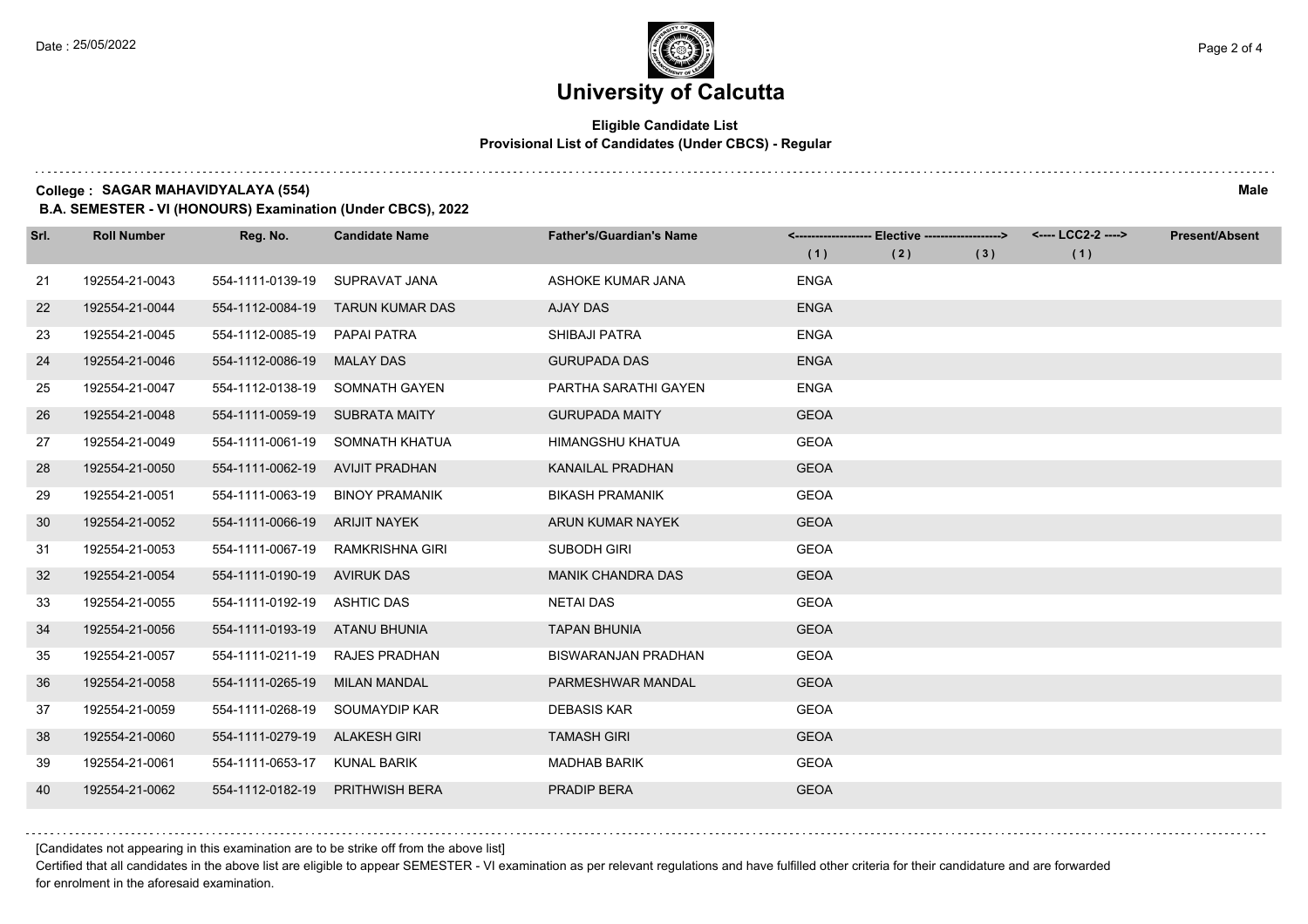# University of Calcutta

**Eligible Candidate List**
**Provisional List of Candidates (Under CBCS) - Regular**

**College : SAGAR MAHAVIDYALAYA (554)** **Male**

**B.A. SEMESTER - VI (HONOURS) Examination (Under CBCS), 2022**

| Srl. | Roll Number | Reg. No. | Candidate Name | Father's/Guardian's Name | <------------------- Elective -------------------> | | | <---- LCC2-2 ----> | Present/Absent |
|---|---|---|---|---|---|---|---|---|---|
| | | | | | (1) | (2) | (3) | (1) | |
| 21 | 192554-21-0043 | 554-1111-0139-19 | SUPRAVAT JANA | ASHOKE KUMAR JANA | ENGA | | | | |
| 22 | 192554-21-0044 | 554-1112-0084-19 | TARUN KUMAR DAS | AJAY DAS | ENGA | | | | |
| 23 | 192554-21-0045 | 554-1112-0085-19 | PAPAI PATRA | SHIBAJI PATRA | ENGA | | | | |
| 24 | 192554-21-0046 | 554-1112-0086-19 | MALAY DAS | GURUPADA DAS | ENGA | | | | |
| 25 | 192554-21-0047 | 554-1112-0138-19 | SOMNATH GAYEN | PARTHA SARATHI GAYEN | ENGA | | | | |
| 26 | 192554-21-0048 | 554-1111-0059-19 | SUBRATA MAITY | GURUPADA MAITY | GEOA | | | | |
| 27 | 192554-21-0049 | 554-1111-0061-19 | SOMNATH KHATUA | HIMANGSHU KHATUA | GEOA | | | | |
| 28 | 192554-21-0050 | 554-1111-0062-19 | AVIJIT PRADHAN | KANAILAL PRADHAN | GEOA | | | | |
| 29 | 192554-21-0051 | 554-1111-0063-19 | BINOY PRAMANIK | BIKASH PRAMANIK | GEOA | | | | |
| 30 | 192554-21-0052 | 554-1111-0066-19 | ARIJIT NAYEK | ARUN KUMAR NAYEK | GEOA | | | | |
| 31 | 192554-21-0053 | 554-1111-0067-19 | RAMKRISHNA GIRI | SUBODH GIRI | GEOA | | | | |
| 32 | 192554-21-0054 | 554-1111-0190-19 | AVIRUK DAS | MANIK CHANDRA DAS | GEOA | | | | |
| 33 | 192554-21-0055 | 554-1111-0192-19 | ASHTIC DAS | NETAI DAS | GEOA | | | | |
| 34 | 192554-21-0056 | 554-1111-0193-19 | ATANU BHUNIA | TAPAN BHUNIA | GEOA | | | | |
| 35 | 192554-21-0057 | 554-1111-0211-19 | RAJES PRADHAN | BISWARANJAN PRADHAN | GEOA | | | | |
| 36 | 192554-21-0058 | 554-1111-0265-19 | MILAN MANDAL | PARMESHWAR MANDAL | GEOA | | | | |
| 37 | 192554-21-0059 | 554-1111-0268-19 | SOUMAYDIP KAR | DEBASIS KAR | GEOA | | | | |
| 38 | 192554-21-0060 | 554-1111-0279-19 | ALAKESH GIRI | TAMASH GIRI | GEOA | | | | |
| 39 | 192554-21-0061 | 554-1111-0653-17 | KUNAL BARIK | MADHAB BARIK | GEOA | | | | |
| 40 | 192554-21-0062 | 554-1112-0182-19 | PRITHWISH BERA | PRADIP BERA | GEOA | | | | |

[Candidates not appearing in this examination are to be strike off from the above list]

Certified that all candidates in the above list are eligible to appear SEMESTER - VI examination as per relevant regulations and have fulfilled other criteria for their candidature and are forwarded for enrolment in the aforesaid examination.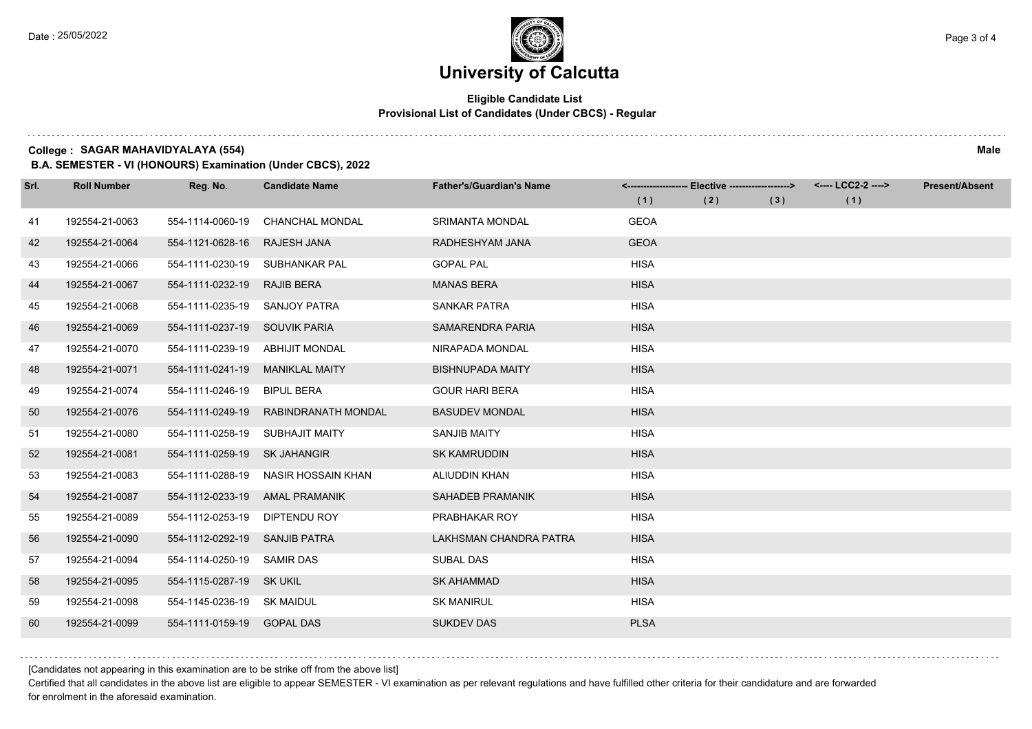# University of Calcutta

**Eligible Candidate List**
**Provisional List of Candidates (Under CBCS) - Regular**

**College : SAGAR MAHAVIDYALAYA (554)** **Male**

**B.A. SEMESTER - VI (HONOURS) Examination (Under CBCS), 2022**

| Srl. | Roll Number | Reg. No. | Candidate Name | Father's/Guardian's Name | <------------------- Elective -------------------> | | | <---- LCC2-2 ----> | Present/Absent |
|---|---|---|---|---|---|---|---|---|---|
| | | | | | (1) | (2) | (3) | (1) | |
| 41 | 192554-21-0063 | 554-1114-0060-19 | CHANCHAL MONDAL | SRIMANTA MONDAL | GEOA | | | | |
| 42 | 192554-21-0064 | 554-1121-0628-16 | RAJESH JANA | RADHESHYAM JANA | GEOA | | | | |
| 43 | 192554-21-0066 | 554-1111-0230-19 | SUBHANKAR PAL | GOPAL PAL | HISA | | | | |
| 44 | 192554-21-0067 | 554-1111-0232-19 | RAJIB BERA | MANAS BERA | HISA | | | | |
| 45 | 192554-21-0068 | 554-1111-0235-19 | SANJOY PATRA | SANKAR PATRA | HISA | | | | |
| 46 | 192554-21-0069 | 554-1111-0237-19 | SOUVIK PARIA | SAMARENDRA PARIA | HISA | | | | |
| 47 | 192554-21-0070 | 554-1111-0239-19 | ABHIJIT MONDAL | NIRAPADA MONDAL | HISA | | | | |
| 48 | 192554-21-0071 | 554-1111-0241-19 | MANIKLAL MAITY | BISHNUPADA MAITY | HISA | | | | |
| 49 | 192554-21-0074 | 554-1111-0246-19 | BIPUL BERA | GOUR HARI BERA | HISA | | | | |
| 50 | 192554-21-0076 | 554-1111-0249-19 | RABINDRANATH MONDAL | BASUDEV MONDAL | HISA | | | | |
| 51 | 192554-21-0080 | 554-1111-0258-19 | SUBHAJIT MAITY | SANJIB MAITY | HISA | | | | |
| 52 | 192554-21-0081 | 554-1111-0259-19 | SK JAHANGIR | SK KAMRUDDIN | HISA | | | | |
| 53 | 192554-21-0083 | 554-1111-0288-19 | NASIR HOSSAIN KHAN | ALIUDDIN KHAN | HISA | | | | |
| 54 | 192554-21-0087 | 554-1112-0233-19 | AMAL PRAMANIK | SAHADEB PRAMANIK | HISA | | | | |
| 55 | 192554-21-0089 | 554-1112-0253-19 | DIPTENDU ROY | PRABHAKAR ROY | HISA | | | | |
| 56 | 192554-21-0090 | 554-1112-0292-19 | SANJIB PATRA | LAKHSMAN CHANDRA PATRA | HISA | | | | |
| 57 | 192554-21-0094 | 554-1114-0250-19 | SAMIR DAS | SUBAL DAS | HISA | | | | |
| 58 | 192554-21-0095 | 554-1115-0287-19 | SK UKIL | SK AHAMMAD | HISA | | | | |
| 59 | 192554-21-0098 | 554-1145-0236-19 | SK MAIDUL | SK MANIRUL | HISA | | | | |
| 60 | 192554-21-0099 | 554-1111-0159-19 | GOPAL DAS | SUKDEV DAS | PLSA | | | | |

[Candidates not appearing in this examination are to be strike off from the above list]

Certified that all candidates in the above list are eligible to appear SEMESTER - VI examination as per relevant regulations and have fulfilled other criteria for their candidature and are forwarded for enrolment in the aforesaid examination.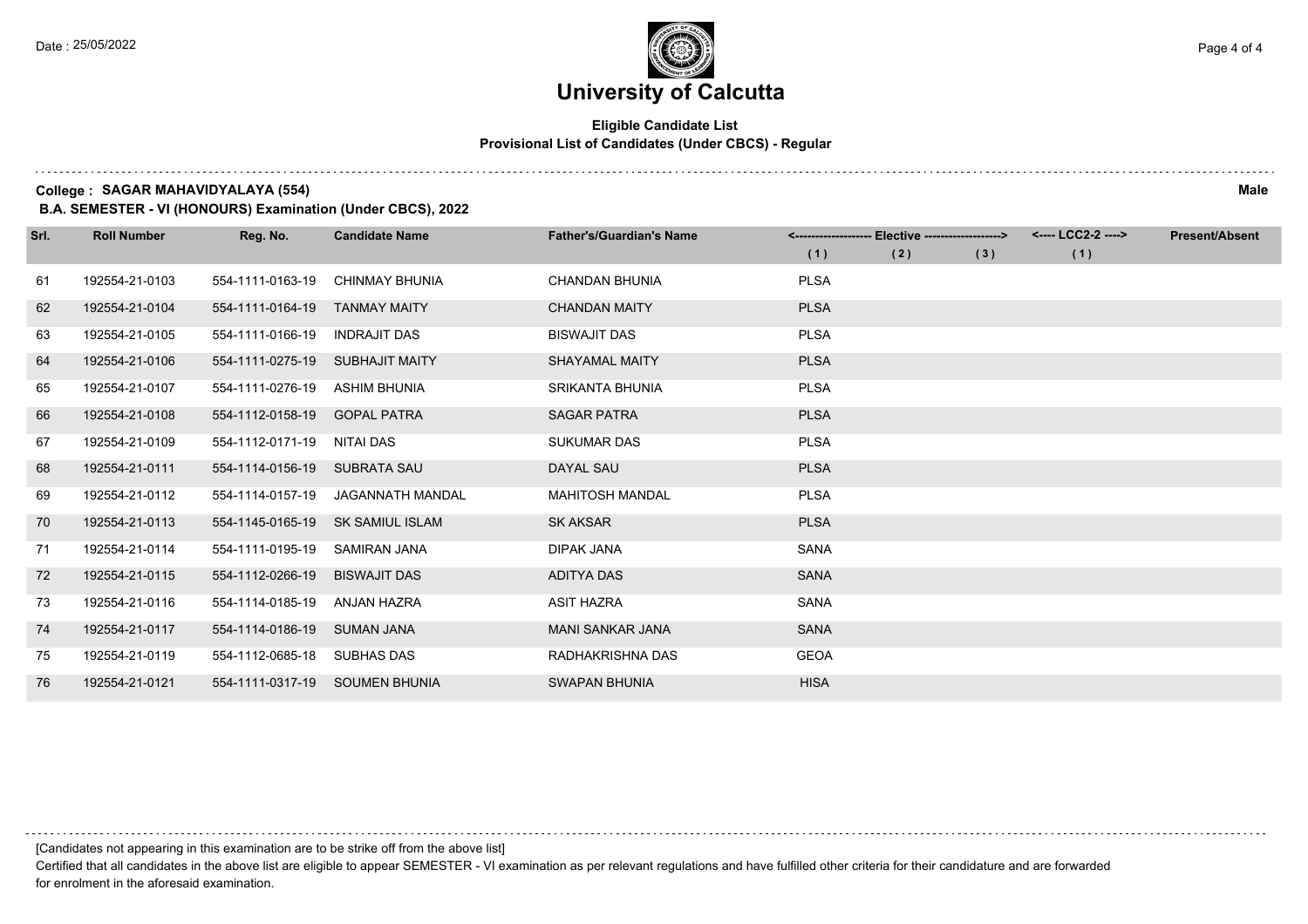# University of Calcutta

**Eligible Candidate List**
**Provisional List of Candidates (Under CBCS) - Regular**

**College : SAGAR MAHAVIDYALAYA (554)** **Male**

**B.A. SEMESTER - VI (HONOURS) Examination (Under CBCS), 2022**

| Srl. | Roll Number | Reg. No. | Candidate Name | Father's/Guardian's Name | <------------------- Elective -------------------> | | | <---- LCC2-2 ----> | Present/Absent |
|---|---|---|---|---|---|---|---|---|---|
| | | | | | (1) | (2) | (3) | (1) | |
| 61 | 192554-21-0103 | 554-1111-0163-19 | CHINMAY BHUNIA | CHANDAN BHUNIA | PLSA | | | | |
| 62 | 192554-21-0104 | 554-1111-0164-19 | TANMAY MAITY | CHANDAN MAITY | PLSA | | | | |
| 63 | 192554-21-0105 | 554-1111-0166-19 | INDRAJIT DAS | BISWAJIT DAS | PLSA | | | | |
| 64 | 192554-21-0106 | 554-1111-0275-19 | SUBHAJIT MAITY | SHAYAMAL MAITY | PLSA | | | | |
| 65 | 192554-21-0107 | 554-1111-0276-19 | ASHIM BHUNIA | SRIKANTA BHUNIA | PLSA | | | | |
| 66 | 192554-21-0108 | 554-1112-0158-19 | GOPAL PATRA | SAGAR PATRA | PLSA | | | | |
| 67 | 192554-21-0109 | 554-1112-0171-19 | NITAI DAS | SUKUMAR DAS | PLSA | | | | |
| 68 | 192554-21-0111 | 554-1114-0156-19 | SUBRATA SAU | DAYAL SAU | PLSA | | | | |
| 69 | 192554-21-0112 | 554-1114-0157-19 | JAGANNATH MANDAL | MAHITOSH MANDAL | PLSA | | | | |
| 70 | 192554-21-0113 | 554-1145-0165-19 | SK SAMIUL ISLAM | SK AKSAR | PLSA | | | | |
| 71 | 192554-21-0114 | 554-1111-0195-19 | SAMIRAN JANA | DIPAK JANA | SANA | | | | |
| 72 | 192554-21-0115 | 554-1112-0266-19 | BISWAJIT DAS | ADITYA DAS | SANA | | | | |
| 73 | 192554-21-0116 | 554-1114-0185-19 | ANJAN HAZRA | ASIT HAZRA | SANA | | | | |
| 74 | 192554-21-0117 | 554-1114-0186-19 | SUMAN JANA | MANI SANKAR JANA | SANA | | | | |
| 75 | 192554-21-0119 | 554-1112-0685-18 | SUBHAS DAS | RADHAKRISHNA DAS | GEOA | | | | |
| 76 | 192554-21-0121 | 554-1111-0317-19 | SOUMEN BHUNIA | SWAPAN BHUNIA | HISA | | | | |

[Candidates not appearing in this examination are to be strike off from the above list]

Certified that all candidates in the above list are eligible to appear SEMESTER - VI examination as per relevant regulations and have fulfilled other criteria for their candidature and are forwarded for enrolment in the aforesaid examination.